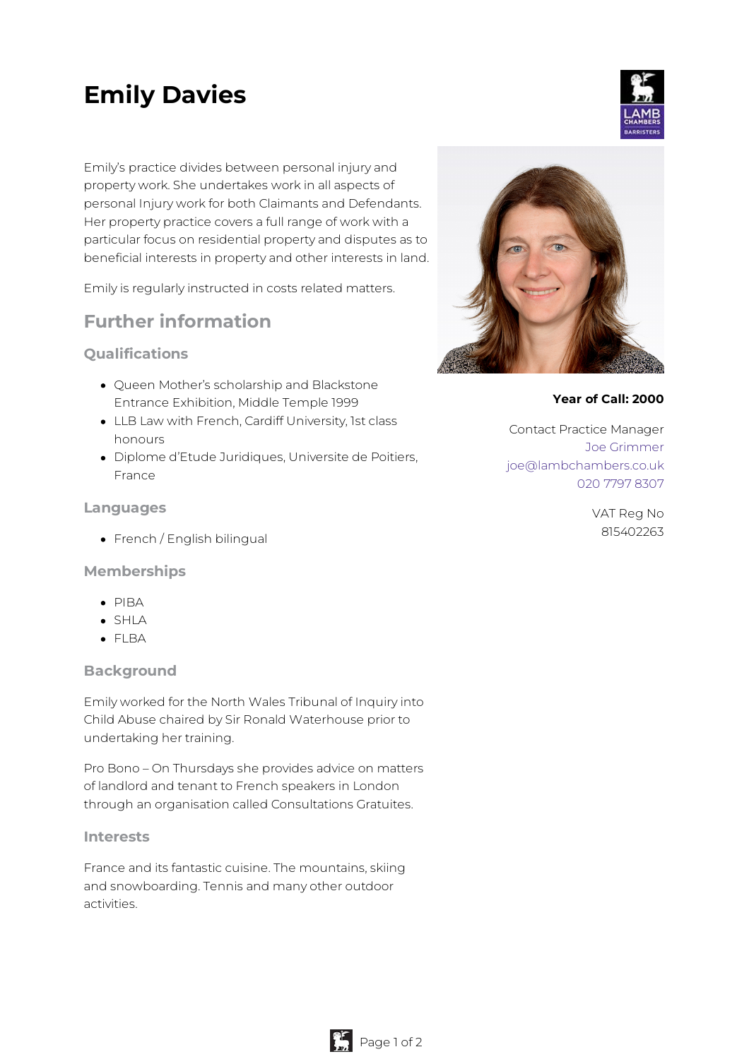# Emily Davies

Emily's practice divides between personal injury and property work. She undertakes work in all aspects of personal Injury work for both Claimants and Defendants. Her property practice covers a full range of work with a particular focus on residential property and disputes as to beneficial interests in property and other interests in land.

Emily is regularly instructed in costs related matters.

**Year of Call: 2000**

Contact Practice Manager
Joe Grimmer
joe@lambchambers.co.uk
020 7797 8307

VAT Reg No
815402263

## Further information

### Qualifications

- Queen Mother's scholarship and Blackstone Entrance Exhibition, Middle Temple 1999
- LLB Law with French, Cardiff University, 1st class honours
- Diplome d'Etude Juridiques, Universite de Poitiers, France

### Languages

- French / English bilingual

### Memberships

- PIBA
- SHLA
- FLBA

### Background

Emily worked for the North Wales Tribunal of Inquiry into Child Abuse chaired by Sir Ronald Waterhouse prior to undertaking her training.

Pro Bono – On Thursdays she provides advice on matters of landlord and tenant to French speakers in London through an organisation called Consultations Gratuites.

### Interests

France and its fantastic cuisine. The mountains, skiing and snowboarding. Tennis and many other outdoor activities.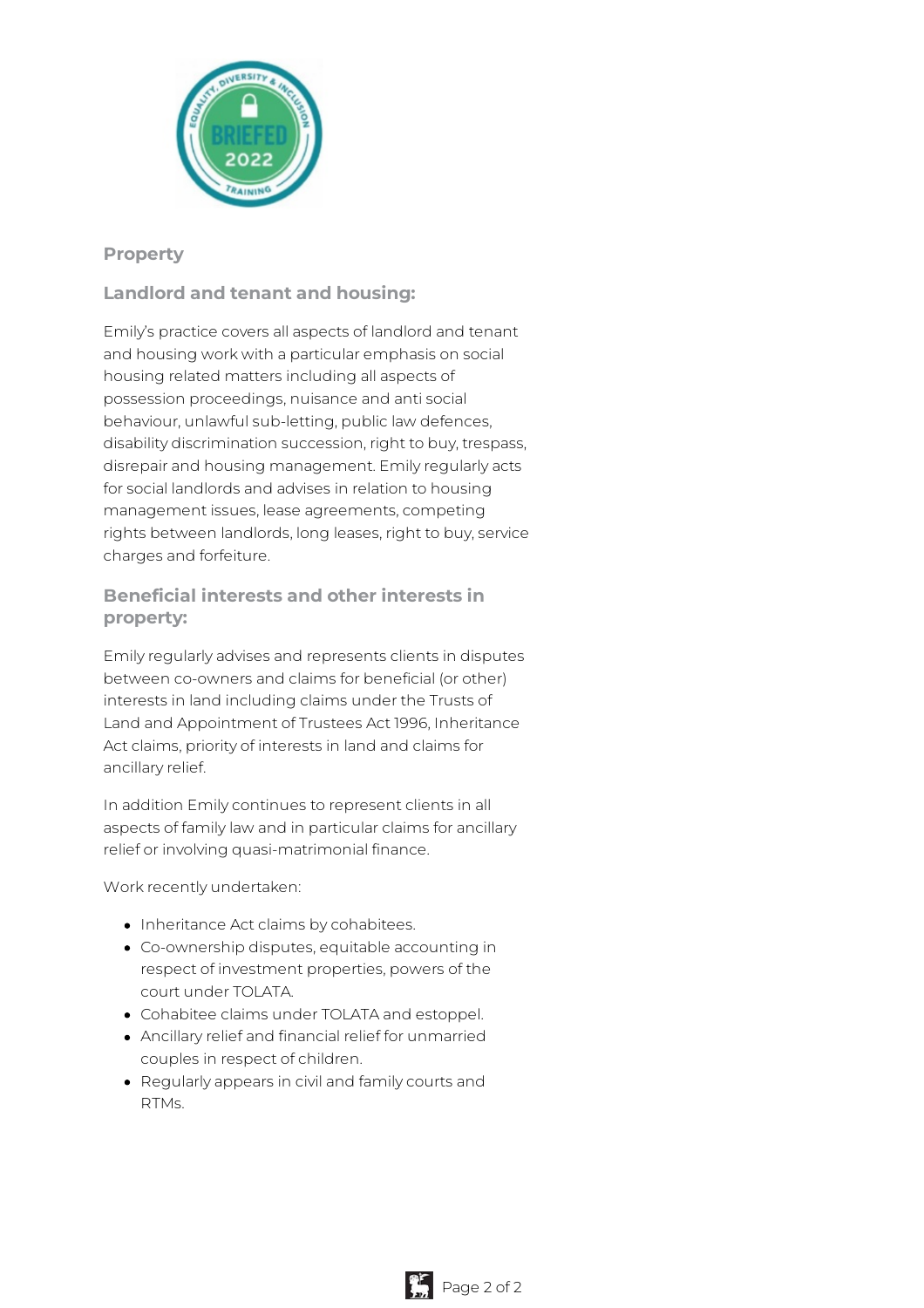## Property

### Landlord and tenant and housing:

Emily's practice covers all aspects of landlord and tenant and housing work with a particular emphasis on social housing related matters including all aspects of possession proceedings, nuisance and anti social behaviour, unlawful sub-letting, public law defences, disability discrimination succession, right to buy, trespass, disrepair and housing management. Emily regularly acts for social landlords and advises in relation to housing management issues, lease agreements, competing rights between landlords, long leases, right to buy, service charges and forfeiture.

### Beneficial interests and other interests in property:

Emily regularly advises and represents clients in disputes between co-owners and claims for beneficial (or other) interests in land including claims under the Trusts of Land and Appointment of Trustees Act 1996, Inheritance Act claims, priority of interests in land and claims for ancillary relief.

In addition Emily continues to represent clients in all aspects of family law and in particular claims for ancillary relief or involving quasi-matrimonial finance.

Work recently undertaken:

- Inheritance Act claims by cohabitees.
- Co-ownership disputes, equitable accounting in respect of investment properties, powers of the court under TOLATA.
- Cohabitee claims under TOLATA and estoppel.
- Ancillary relief and financial relief for unmarried couples in respect of children.
- Regularly appears in civil and family courts and RTMs.